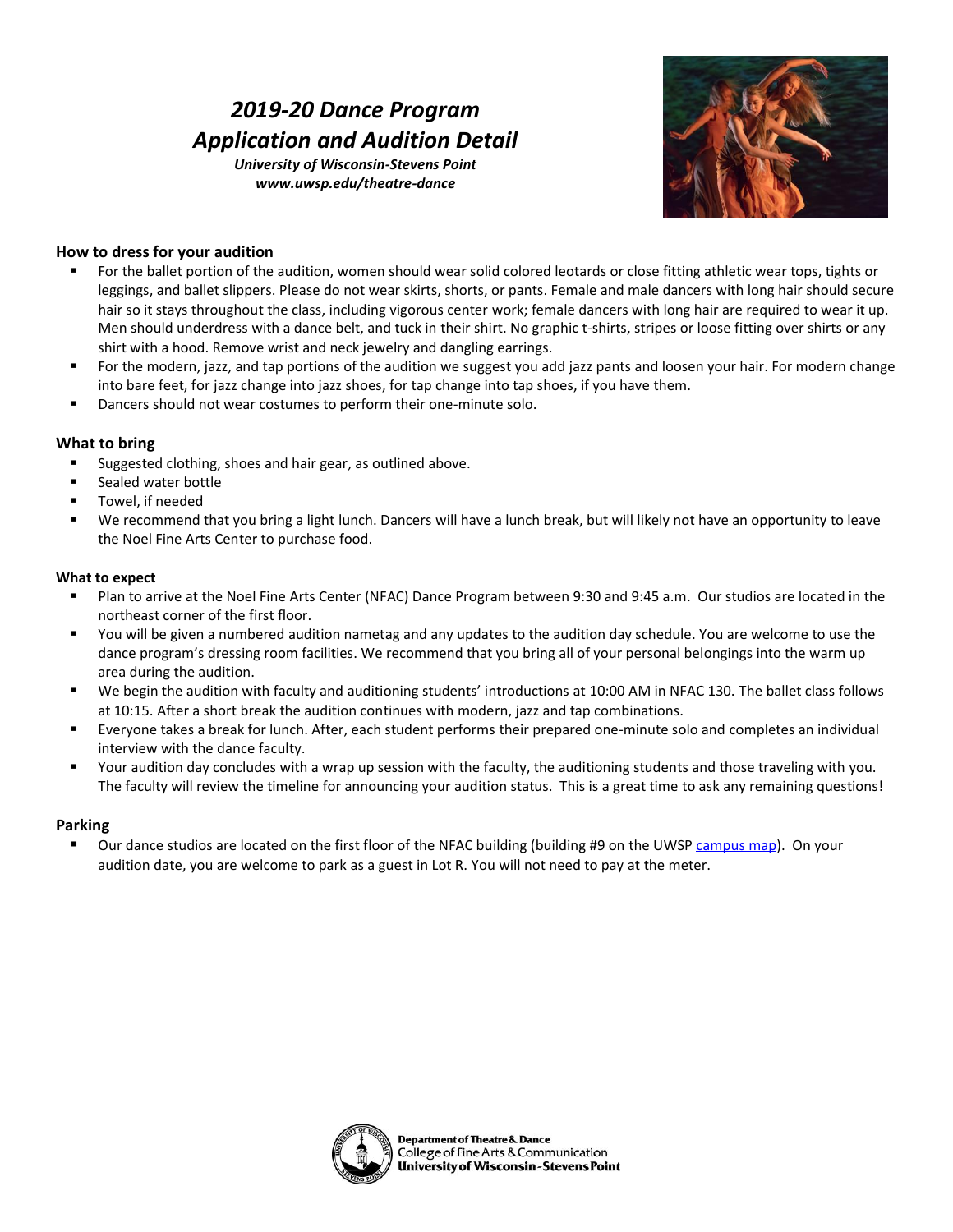# *2019-20 Dance Program Application and Audition Detail*

***University of Wisconsin-Stevens Point***
***www.uwsp.edu/theatre-dance***

## How to dress for your audition

- For the ballet portion of the audition, women should wear solid colored leotards or close fitting athletic wear tops, tights or leggings, and ballet slippers. Please do not wear skirts, shorts, or pants. Female and male dancers with long hair should secure hair so it stays throughout the class, including vigorous center work; female dancers with long hair are required to wear it up. Men should underdress with a dance belt, and tuck in their shirt. No graphic t-shirts, stripes or loose fitting over shirts or any shirt with a hood. Remove wrist and neck jewelry and dangling earrings.
- For the modern, jazz, and tap portions of the audition we suggest you add jazz pants and loosen your hair. For modern change into bare feet, for jazz change into jazz shoes, for tap change into tap shoes, if you have them.
- Dancers should not wear costumes to perform their one-minute solo.

## What to bring

- Suggested clothing, shoes and hair gear, as outlined above.
- Sealed water bottle
- Towel, if needed
- We recommend that you bring a light lunch. Dancers will have a lunch break, but will likely not have an opportunity to leave the Noel Fine Arts Center to purchase food.

### What to expect

- Plan to arrive at the Noel Fine Arts Center (NFAC) Dance Program between 9:30 and 9:45 a.m. Our studios are located in the northeast corner of the first floor.
- You will be given a numbered audition nametag and any updates to the audition day schedule. You are welcome to use the dance program's dressing room facilities. We recommend that you bring all of your personal belongings into the warm up area during the audition.
- We begin the audition with faculty and auditioning students' introductions at 10:00 AM in NFAC 130. The ballet class follows at 10:15. After a short break the audition continues with modern, jazz and tap combinations.
- Everyone takes a break for lunch. After, each student performs their prepared one-minute solo and completes an individual interview with the dance faculty.
- Your audition day concludes with a wrap up session with the faculty, the auditioning students and those traveling with you. The faculty will review the timeline for announcing your audition status. This is a great time to ask any remaining questions!

## Parking

- Our dance studios are located on the first floor of the NFAC building (building #9 on the UWSP campus map). On your audition date, you are welcome to park as a guest in Lot R. You will not need to pay at the meter.

**Department of Theatre & Dance**
College of Fine Arts & Communication
**University of Wisconsin-Stevens Point**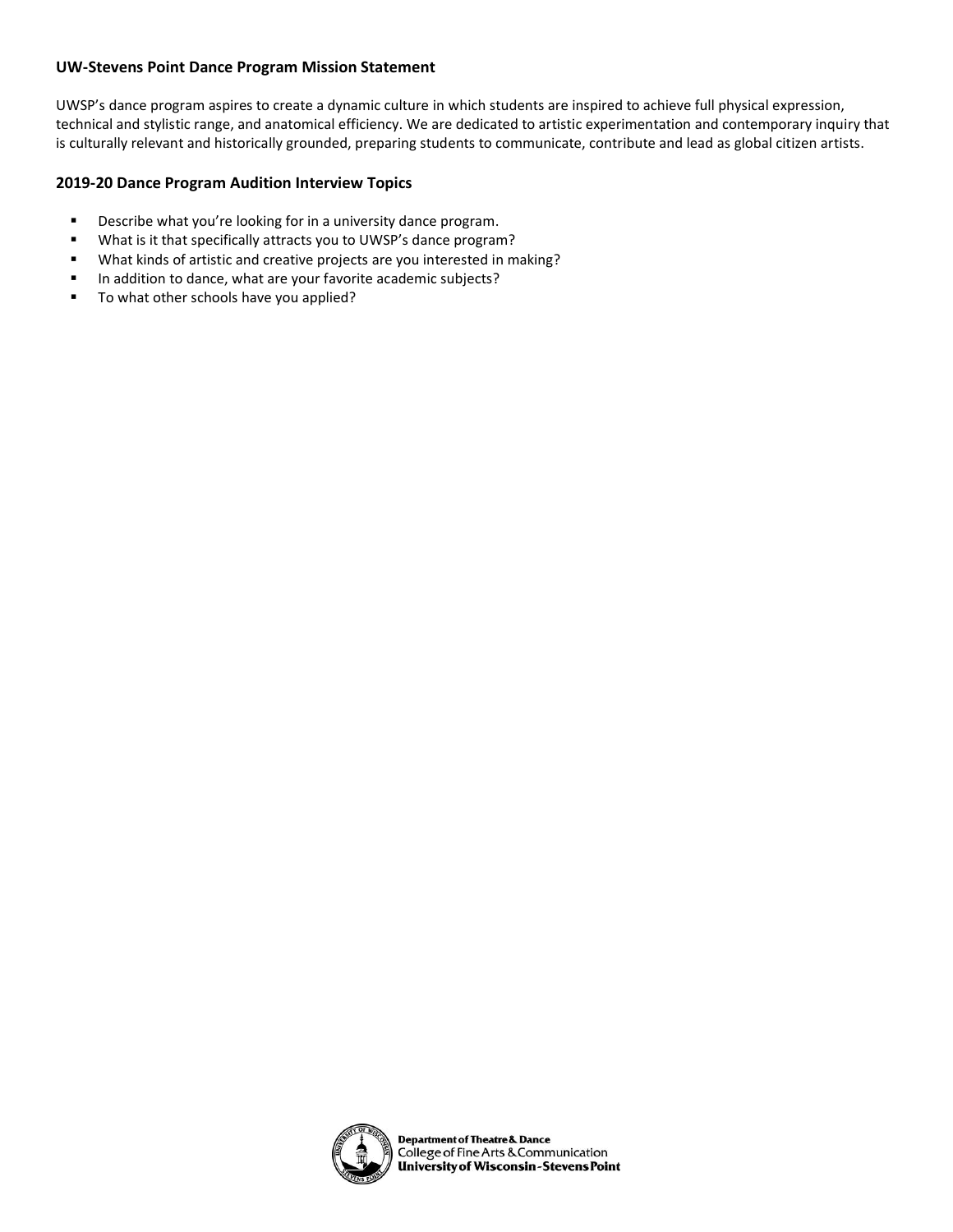## UW-Stevens Point Dance Program Mission Statement

UWSP's dance program aspires to create a dynamic culture in which students are inspired to achieve full physical expression, technical and stylistic range, and anatomical efficiency. We are dedicated to artistic experimentation and contemporary inquiry that is culturally relevant and historically grounded, preparing students to communicate, contribute and lead as global citizen artists.

## 2019-20 Dance Program Audition Interview Topics

- Describe what you're looking for in a university dance program.
- What is it that specifically attracts you to UWSP's dance program?
- What kinds of artistic and creative projects are you interested in making?
- In addition to dance, what are your favorite academic subjects?
- To what other schools have you applied?

**Department of Theatre & Dance**
College of Fine Arts & Communication
**University of Wisconsin-Stevens Point**